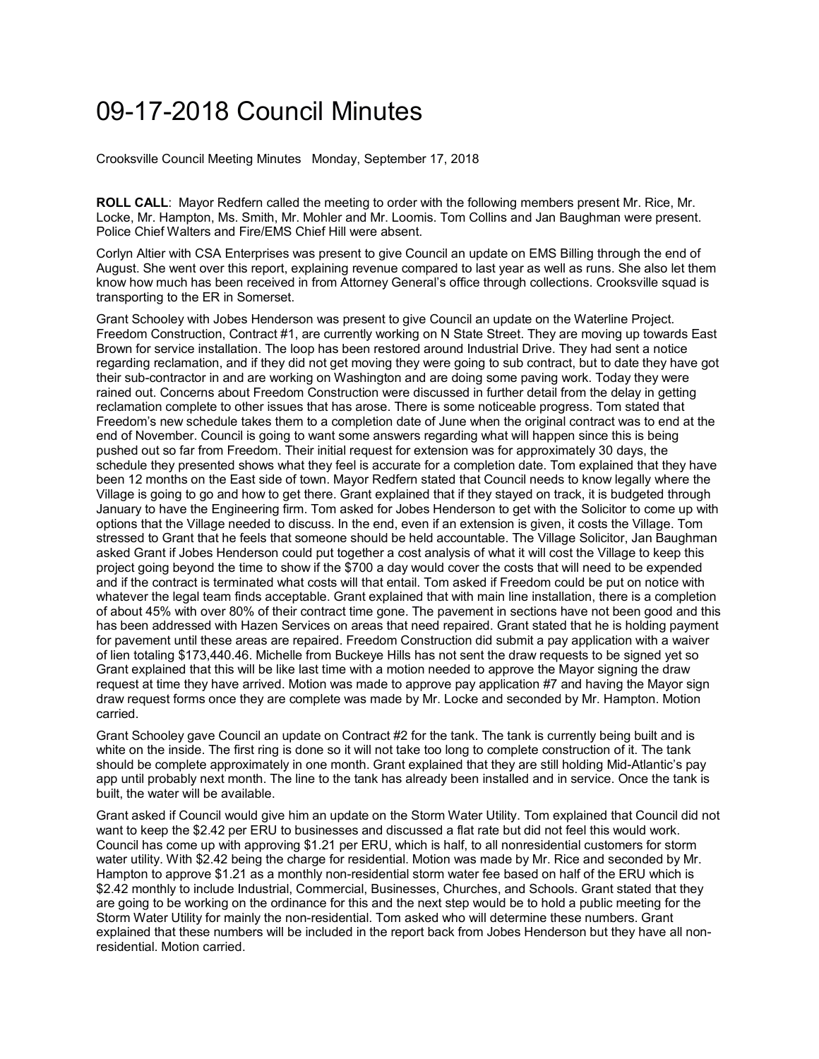# 09-17-2018 Council Minutes

Crooksville Council Meeting Minutes   Monday, September 17, 2018

**ROLL CALL**: Mayor Redfern called the meeting to order with the following members present Mr. Rice, Mr. Locke, Mr. Hampton, Ms. Smith, Mr. Mohler and Mr. Loomis. Tom Collins and Jan Baughman were present. Police Chief Walters and Fire/EMS Chief Hill were absent.

Corlyn Altier with CSA Enterprises was present to give Council an update on EMS Billing through the end of August. She went over this report, explaining revenue compared to last year as well as runs. She also let them know how much has been received in from Attorney General's office through collections. Crooksville squad is transporting to the ER in Somerset.

Grant Schooley with Jobes Henderson was present to give Council an update on the Waterline Project. Freedom Construction, Contract #1, are currently working on N State Street. They are moving up towards East Brown for service installation. The loop has been restored around Industrial Drive. They had sent a notice regarding reclamation, and if they did not get moving they were going to sub contract, but to date they have got their sub-contractor in and are working on Washington and are doing some paving work. Today they were rained out. Concerns about Freedom Construction were discussed in further detail from the delay in getting reclamation complete to other issues that has arose. There is some noticeable progress. Tom stated that Freedom's new schedule takes them to a completion date of June when the original contract was to end at the end of November. Council is going to want some answers regarding what will happen since this is being pushed out so far from Freedom. Their initial request for extension was for approximately 30 days, the schedule they presented shows what they feel is accurate for a completion date. Tom explained that they have been 12 months on the East side of town. Mayor Redfern stated that Council needs to know legally where the Village is going to go and how to get there. Grant explained that if they stayed on track, it is budgeted through January to have the Engineering firm. Tom asked for Jobes Henderson to get with the Solicitor to come up with options that the Village needed to discuss. In the end, even if an extension is given, it costs the Village. Tom stressed to Grant that he feels that someone should be held accountable. The Village Solicitor, Jan Baughman asked Grant if Jobes Henderson could put together a cost analysis of what it will cost the Village to keep this project going beyond the time to show if the $700 a day would cover the costs that will need to be expended and if the contract is terminated what costs will that entail. Tom asked if Freedom could be put on notice with whatever the legal team finds acceptable. Grant explained that with main line installation, there is a completion of about 45% with over 80% of their contract time gone. The pavement in sections have not been good and this has been addressed with Hazen Services on areas that need repaired. Grant stated that he is holding payment for pavement until these areas are repaired. Freedom Construction did submit a pay application with a waiver of lien totaling $173,440.46. Michelle from Buckeye Hills has not sent the draw requests to be signed yet so Grant explained that this will be like last time with a motion needed to approve the Mayor signing the draw request at time they have arrived. Motion was made to approve pay application #7 and having the Mayor sign draw request forms once they are complete was made by Mr. Locke and seconded by Mr. Hampton. Motion carried.

Grant Schooley gave Council an update on Contract #2 for the tank. The tank is currently being built and is white on the inside. The first ring is done so it will not take too long to complete construction of it. The tank should be complete approximately in one month. Grant explained that they are still holding Mid-Atlantic's pay app until probably next month. The line to the tank has already been installed and in service. Once the tank is built, the water will be available.

Grant asked if Council would give him an update on the Storm Water Utility. Tom explained that Council did not want to keep the $2.42 per ERU to businesses and discussed a flat rate but did not feel this would work. Council has come up with approving $1.21 per ERU, which is half, to all nonresidential customers for storm water utility. With $2.42 being the charge for residential. Motion was made by Mr. Rice and seconded by Mr. Hampton to approve $1.21 as a monthly non-residential storm water fee based on half of the ERU which is $2.42 monthly to include Industrial, Commercial, Businesses, Churches, and Schools. Grant stated that they are going to be working on the ordinance for this and the next step would be to hold a public meeting for the Storm Water Utility for mainly the non-residential. Tom asked who will determine these numbers. Grant explained that these numbers will be included in the report back from Jobes Henderson but they have all non-residential. Motion carried.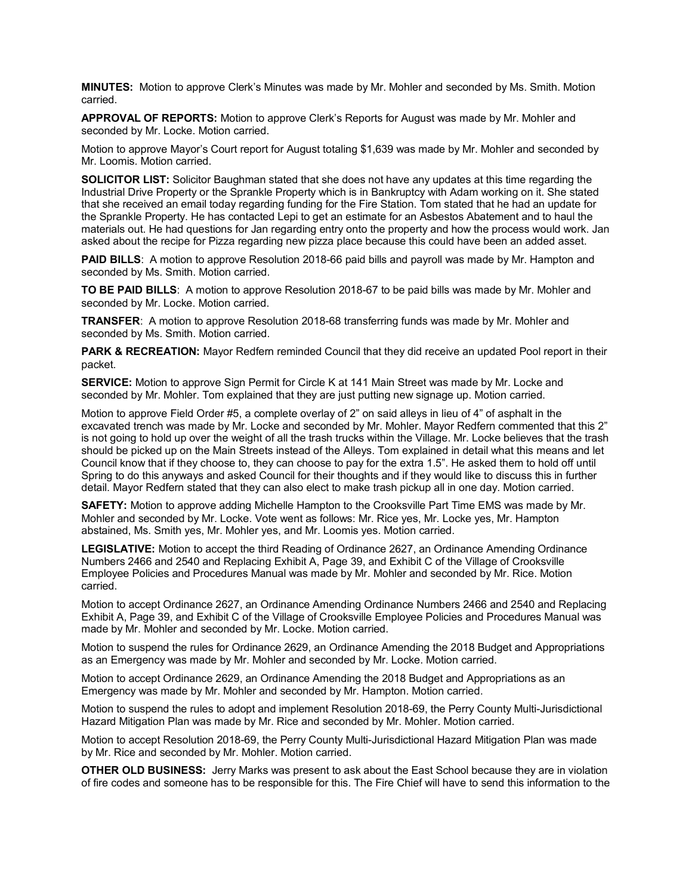**MINUTES:** Motion to approve Clerk's Minutes was made by Mr. Mohler and seconded by Ms. Smith. Motion carried.

**APPROVAL OF REPORTS:** Motion to approve Clerk's Reports for August was made by Mr. Mohler and seconded by Mr. Locke. Motion carried.

Motion to approve Mayor's Court report for August totaling $1,639 was made by Mr. Mohler and seconded by Mr. Loomis. Motion carried.

**SOLICITOR LIST:** Solicitor Baughman stated that she does not have any updates at this time regarding the Industrial Drive Property or the Sprankle Property which is in Bankruptcy with Adam working on it. She stated that she received an email today regarding funding for the Fire Station. Tom stated that he had an update for the Sprankle Property. He has contacted Lepi to get an estimate for an Asbestos Abatement and to haul the materials out. He had questions for Jan regarding entry onto the property and how the process would work. Jan asked about the recipe for Pizza regarding new pizza place because this could have been an added asset.

**PAID BILLS**: A motion to approve Resolution 2018-66 paid bills and payroll was made by Mr. Hampton and seconded by Ms. Smith. Motion carried.

**TO BE PAID BILLS**: A motion to approve Resolution 2018-67 to be paid bills was made by Mr. Mohler and seconded by Mr. Locke. Motion carried.

**TRANSFER**: A motion to approve Resolution 2018-68 transferring funds was made by Mr. Mohler and seconded by Ms. Smith. Motion carried.

**PARK & RECREATION:** Mayor Redfern reminded Council that they did receive an updated Pool report in their packet.

**SERVICE:** Motion to approve Sign Permit for Circle K at 141 Main Street was made by Mr. Locke and seconded by Mr. Mohler. Tom explained that they are just putting new signage up. Motion carried.

Motion to approve Field Order #5, a complete overlay of 2" on said alleys in lieu of 4" of asphalt in the excavated trench was made by Mr. Locke and seconded by Mr. Mohler. Mayor Redfern commented that this 2" is not going to hold up over the weight of all the trash trucks within the Village. Mr. Locke believes that the trash should be picked up on the Main Streets instead of the Alleys. Tom explained in detail what this means and let Council know that if they choose to, they can choose to pay for the extra 1.5". He asked them to hold off until Spring to do this anyways and asked Council for their thoughts and if they would like to discuss this in further detail. Mayor Redfern stated that they can also elect to make trash pickup all in one day. Motion carried.

**SAFETY:** Motion to approve adding Michelle Hampton to the Crooksville Part Time EMS was made by Mr. Mohler and seconded by Mr. Locke. Vote went as follows: Mr. Rice yes, Mr. Locke yes, Mr. Hampton abstained, Ms. Smith yes, Mr. Mohler yes, and Mr. Loomis yes. Motion carried.

**LEGISLATIVE:** Motion to accept the third Reading of Ordinance 2627, an Ordinance Amending Ordinance Numbers 2466 and 2540 and Replacing Exhibit A, Page 39, and Exhibit C of the Village of Crooksville Employee Policies and Procedures Manual was made by Mr. Mohler and seconded by Mr. Rice. Motion carried.

Motion to accept Ordinance 2627, an Ordinance Amending Ordinance Numbers 2466 and 2540 and Replacing Exhibit A, Page 39, and Exhibit C of the Village of Crooksville Employee Policies and Procedures Manual was made by Mr. Mohler and seconded by Mr. Locke. Motion carried.

Motion to suspend the rules for Ordinance 2629, an Ordinance Amending the 2018 Budget and Appropriations as an Emergency was made by Mr. Mohler and seconded by Mr. Locke. Motion carried.

Motion to accept Ordinance 2629, an Ordinance Amending the 2018 Budget and Appropriations as an Emergency was made by Mr. Mohler and seconded by Mr. Hampton. Motion carried.

Motion to suspend the rules to adopt and implement Resolution 2018-69, the Perry County Multi-Jurisdictional Hazard Mitigation Plan was made by Mr. Rice and seconded by Mr. Mohler. Motion carried.

Motion to accept Resolution 2018-69, the Perry County Multi-Jurisdictional Hazard Mitigation Plan was made by Mr. Rice and seconded by Mr. Mohler. Motion carried.

**OTHER OLD BUSINESS:** Jerry Marks was present to ask about the East School because they are in violation of fire codes and someone has to be responsible for this. The Fire Chief will have to send this information to the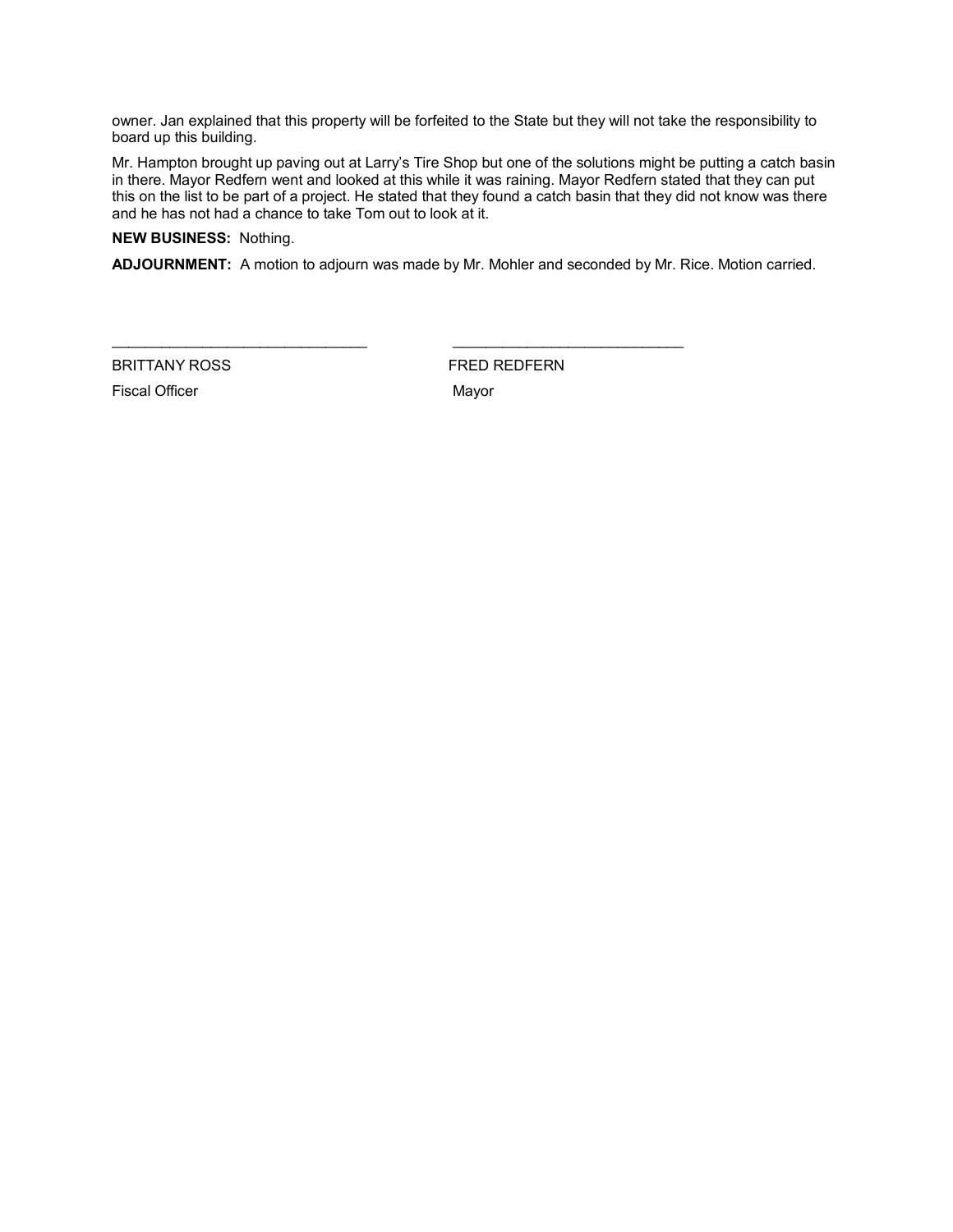owner. Jan explained that this property will be forfeited to the State but they will not take the responsibility to board up this building.

Mr. Hampton brought up paving out at Larry's Tire Shop but one of the solutions might be putting a catch basin in there. Mayor Redfern went and looked at this while it was raining. Mayor Redfern stated that they can put this on the list to be part of a project. He stated that they found a catch basin that they did not know was there and he has not had a chance to take Tom out to look at it.

**NEW BUSINESS:** Nothing.

**ADJOURNMENT:** A motion to adjourn was made by Mr. Mohler and seconded by Mr. Rice. Motion carried.

| | |
|---|---|
| _______________________________ | ____________________________ |
| BRITTANY ROSS | FRED REDFERN |
| Fiscal Officer | Mayor |